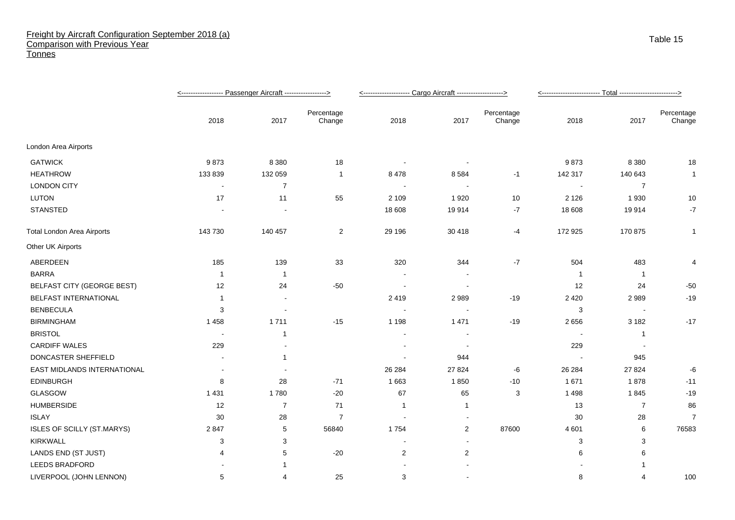# Freight by Aircraft Configuration September 2018 (a)
## Comparison with Previous Year
### Tonnes

Table 15

| | Passenger Aircraft | | | Cargo Aircraft | | | Total | | |
|---|---|---|---|---|---|---|---|---|---|
| | 2018 | 2017 | Percentage Change | 2018 | 2017 | Percentage Change | 2018 | 2017 | Percentage Change |
| London Area Airports | | | | | | | | | |
| GATWICK | 9 873 | 8 380 | 18 | - | - | | 9 873 | 8 380 | 18 |
| HEATHROW | 133 839 | 132 059 | 1 | 8 478 | 8 584 | -1 | 142 317 | 140 643 | 1 |
| LONDON CITY | - | 7 | | - | - | | - | 7 | |
| LUTON | 17 | 11 | 55 | 2 109 | 1 920 | 10 | 2 126 | 1 930 | 10 |
| STANSTED | - | - | | 18 608 | 19 914 | -7 | 18 608 | 19 914 | -7 |
| Total London Area Airports | 143 730 | 140 457 | 2 | 29 196 | 30 418 | -4 | 172 925 | 170 875 | 1 |
| Other UK Airports | | | | | | | | | |
| ABERDEEN | 185 | 139 | 33 | 320 | 344 | -7 | 504 | 483 | 4 |
| BARRA | 1 | 1 | | - | - | | 1 | 1 | |
| BELFAST CITY (GEORGE BEST) | 12 | 24 | -50 | - | - | | 12 | 24 | -50 |
| BELFAST INTERNATIONAL | 1 | - | | 2 419 | 2 989 | -19 | 2 420 | 2 989 | -19 |
| BENBECULA | 3 | - | | - | - | | 3 | - | |
| BIRMINGHAM | 1 458 | 1 711 | -15 | 1 198 | 1 471 | -19 | 2 656 | 3 182 | -17 |
| BRISTOL | - | 1 | | - | - | | - | 1 | |
| CARDIFF WALES | 229 | - | | - | - | | 229 | - | |
| DONCASTER SHEFFIELD | - | 1 | | - | 944 | | - | 945 | |
| EAST MIDLANDS INTERNATIONAL | - | - | | 26 284 | 27 824 | -6 | 26 284 | 27 824 | -6 |
| EDINBURGH | 8 | 28 | -71 | 1 663 | 1 850 | -10 | 1 671 | 1 878 | -11 |
| GLASGOW | 1 431 | 1 780 | -20 | 67 | 65 | 3 | 1 498 | 1 845 | -19 |
| HUMBERSIDE | 12 | 7 | 71 | 1 | 1 | | 13 | 7 | 86 |
| ISLAY | 30 | 28 | 7 | - | - | | 30 | 28 | 7 |
| ISLES OF SCILLY (ST.MARYS) | 2 847 | 5 | 56840 | 1 754 | 2 | 87600 | 4 601 | 6 | 76583 |
| KIRKWALL | 3 | 3 | | - | - | | 3 | 3 | |
| LANDS END (ST JUST) | 4 | 5 | -20 | 2 | 2 | | 6 | 6 | |
| LEEDS BRADFORD | - | 1 | | - | - | | - | 1 | |
| LIVERPOOL (JOHN LENNON) | 5 | 4 | 25 | 3 | - | | 8 | 4 | 100 |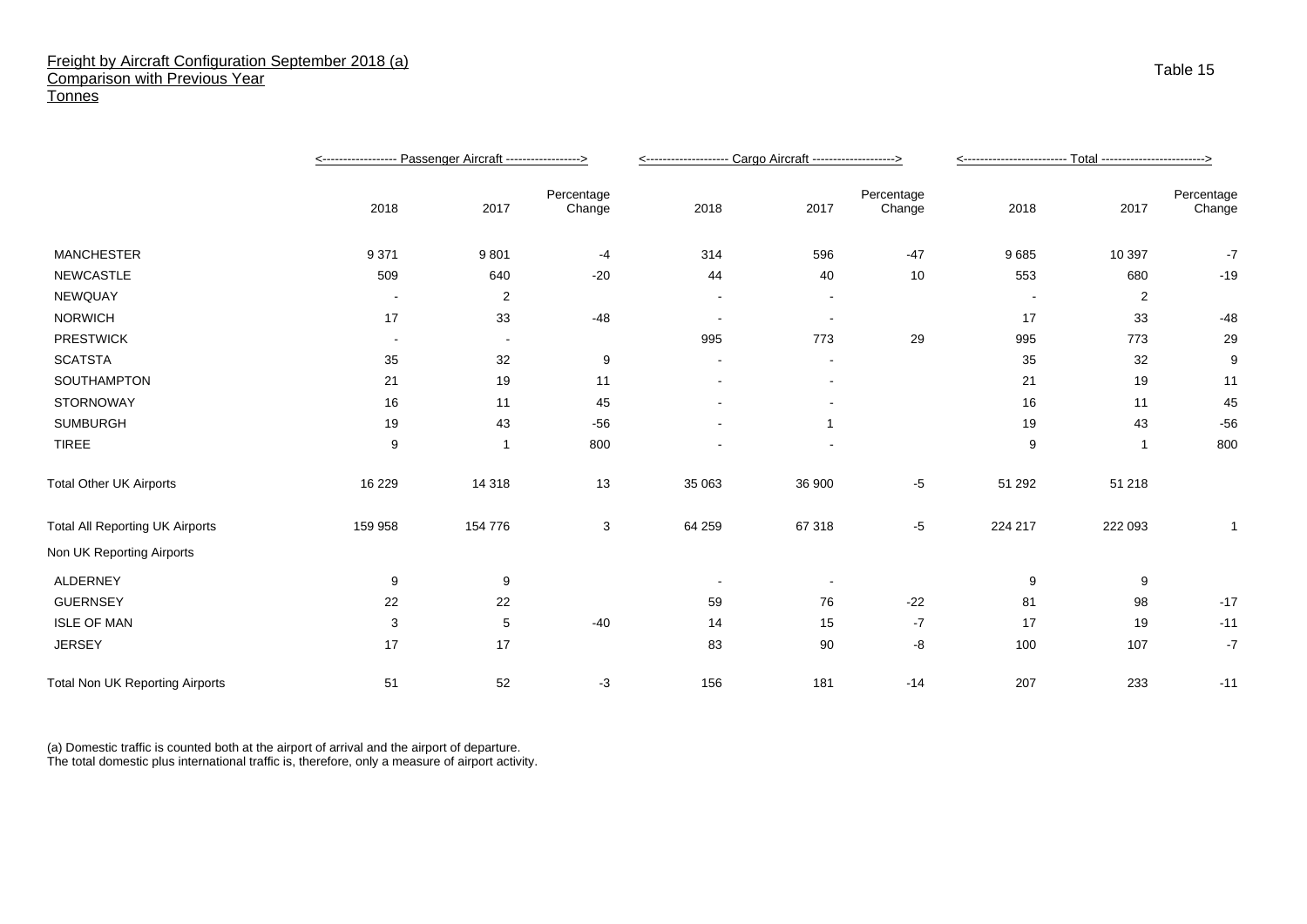Freight by Aircraft Configuration September 2018 (a)
Comparison with Previous Year
Tonnes

Table 15

| | Passenger Aircraft | | | Cargo Aircraft | | | Total | | |
|---|---|---|---|---|---|---|---|---|---|
| | 2018 | 2017 | Percentage Change | 2018 | 2017 | Percentage Change | 2018 | 2017 | Percentage Change |
| MANCHESTER | 9 371 | 9 801 | -4 | 314 | 596 | -47 | 9 685 | 10 397 | -7 |
| NEWCASTLE | 509 | 640 | -20 | 44 | 40 | 10 | 553 | 680 | -19 |
| NEWQUAY | - | 2 | | - | - | | - | 2 | |
| NORWICH | 17 | 33 | -48 | - | - | | 17 | 33 | -48 |
| PRESTWICK | - | - | | 995 | 773 | 29 | 995 | 773 | 29 |
| SCATSTA | 35 | 32 | 9 | - | - | | 35 | 32 | 9 |
| SOUTHAMPTON | 21 | 19 | 11 | - | - | | 21 | 19 | 11 |
| STORNOWAY | 16 | 11 | 45 | - | - | | 16 | 11 | 45 |
| SUMBURGH | 19 | 43 | -56 | - | 1 | | 19 | 43 | -56 |
| TIREE | 9 | 1 | 800 | - | - | | 9 | 1 | 800 |
| Total Other UK Airports | 16 229 | 14 318 | 13 | 35 063 | 36 900 | -5 | 51 292 | 51 218 | |
| Total All Reporting UK Airports | 159 958 | 154 776 | 3 | 64 259 | 67 318 | -5 | 224 217 | 222 093 | 1 |
| Non UK Reporting Airports | | | | | | | | | |
| ALDERNEY | 9 | 9 | | - | - | | 9 | 9 | |
| GUERNSEY | 22 | 22 | | 59 | 76 | -22 | 81 | 98 | -17 |
| ISLE OF MAN | 3 | 5 | -40 | 14 | 15 | -7 | 17 | 19 | -11 |
| JERSEY | 17 | 17 | | 83 | 90 | -8 | 100 | 107 | -7 |
| Total Non UK Reporting Airports | 51 | 52 | -3 | 156 | 181 | -14 | 207 | 233 | -11 |

(a) Domestic traffic is counted both at the airport of arrival and the airport of departure.
The total domestic plus international traffic is, therefore, only a measure of airport activity.